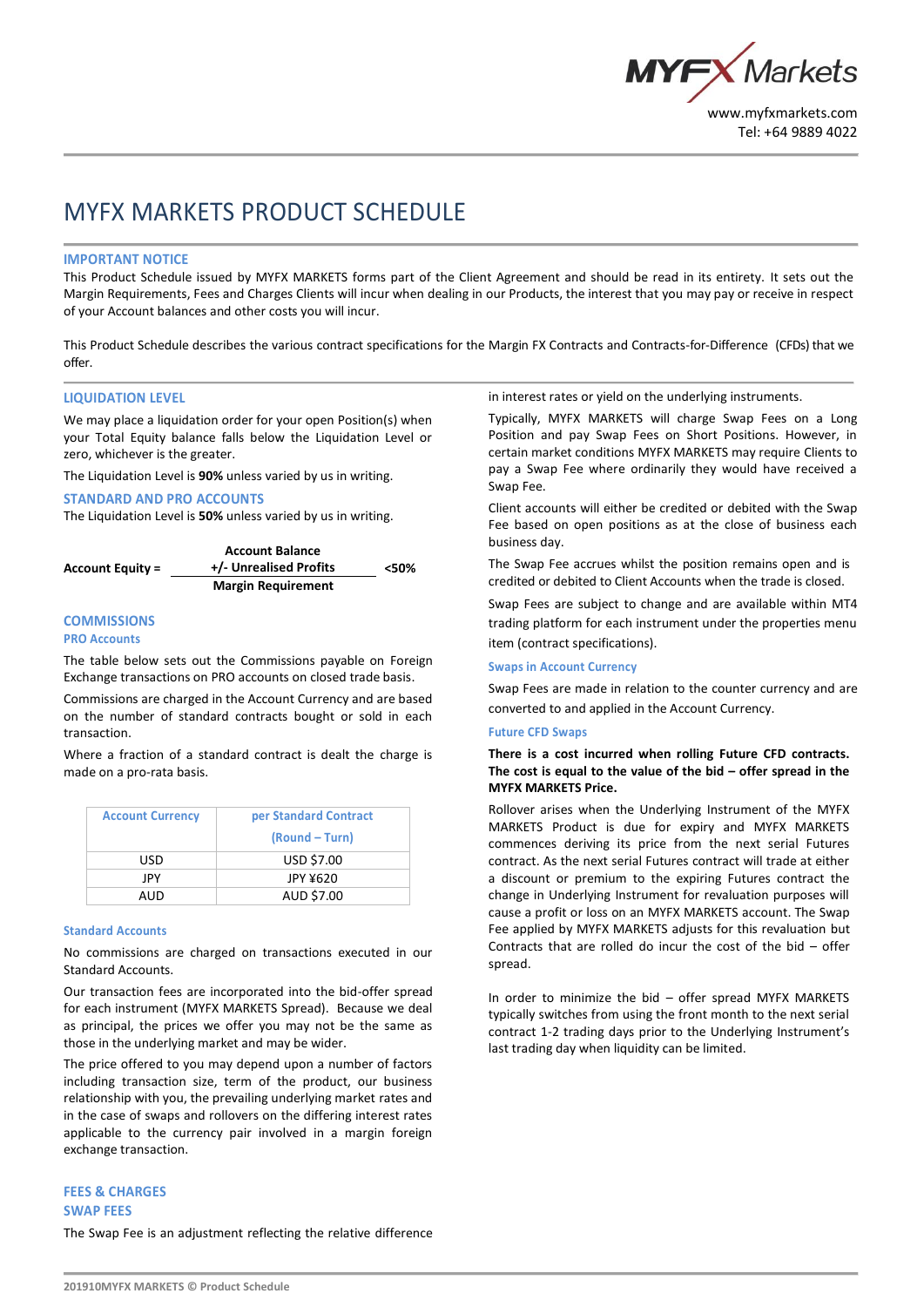www.myfxmarkets.com
Tel: +64 9889 4022

# MYFX MARKETS PRODUCT SCHEDULE

## IMPORTANT NOTICE

This Product Schedule issued by MYFX MARKETS forms part of the Client Agreement and should be read in its entirety. It sets out the Margin Requirements, Fees and Charges Clients will incur when dealing in our Products, the interest that you may pay or receive in respect of your Account balances and other costs you will incur.

This Product Schedule describes the various contract specifications for the Margin FX Contracts and Contracts-for-Difference (CFDs) that we offer.

## LIQUIDATION LEVEL

We may place a liquidation order for your open Position(s) when your Total Equity balance falls below the Liquidation Level or zero, whichever is the greater.

The Liquidation Level is **90%** unless varied by us in writing.

## STANDARD AND PRO ACCOUNTS

The Liquidation Level is **50%** unless varied by us in writing.

$$\textbf{Account Equity} = \frac{\textbf{Account Balance +/- Unrealised Profits}}{\textbf{Margin Requirement}} < \textbf{50\%}$$

## COMMISSIONS

### PRO Accounts

The table below sets out the Commissions payable on Foreign Exchange transactions on PRO accounts on closed trade basis.

Commissions are charged in the Account Currency and are based on the number of standard contracts bought or sold in each transaction.

Where a fraction of a standard contract is dealt the charge is made on a pro-rata basis.

| Account Currency | per Standard Contract (Round – Turn) |
|---|---|
| USD | USD $7.00 |
| JPY | JPY ¥620 |
| AUD | AUD $7.00 |

### Standard Accounts

No commissions are charged on transactions executed in our Standard Accounts.

Our transaction fees are incorporated into the bid-offer spread for each instrument (MYFX MARKETS Spread). Because we deal as principal, the prices we offer you may not be the same as those in the underlying market and may be wider.

The price offered to you may depend upon a number of factors including transaction size, term of the product, our business relationship with you, the prevailing underlying market rates and in the case of swaps and rollovers on the differing interest rates applicable to the currency pair involved in a margin foreign exchange transaction.

## FEES & CHARGES

## SWAP FEES

The Swap Fee is an adjustment reflecting the relative difference in interest rates or yield on the underlying instruments.

Typically, MYFX MARKETS will charge Swap Fees on a Long Position and pay Swap Fees on Short Positions. However, in certain market conditions MYFX MARKETS may require Clients to pay a Swap Fee where ordinarily they would have received a Swap Fee.

Client accounts will either be credited or debited with the Swap Fee based on open positions as at the close of business each business day.

The Swap Fee accrues whilst the position remains open and is credited or debited to Client Accounts when the trade is closed.

Swap Fees are subject to change and are available within MT4 trading platform for each instrument under the properties menu item (contract specifications).

### Swaps in Account Currency

Swap Fees are made in relation to the counter currency and are converted to and applied in the Account Currency.

### Future CFD Swaps

**There is a cost incurred when rolling Future CFD contracts. The cost is equal to the value of the bid – offer spread in the MYFX MARKETS Price.**

Rollover arises when the Underlying Instrument of the MYFX MARKETS Product is due for expiry and MYFX MARKETS commences deriving its price from the next serial Futures contract. As the next serial Futures contract will trade at either a discount or premium to the expiring Futures contract the change in Underlying Instrument for revaluation purposes will cause a profit or loss on an MYFX MARKETS account. The Swap Fee applied by MYFX MARKETS adjusts for this revaluation but Contracts that are rolled do incur the cost of the bid – offer spread.

In order to minimize the bid – offer spread MYFX MARKETS typically switches from using the front month to the next serial contract 1-2 trading days prior to the Underlying Instrument's last trading day when liquidity can be limited.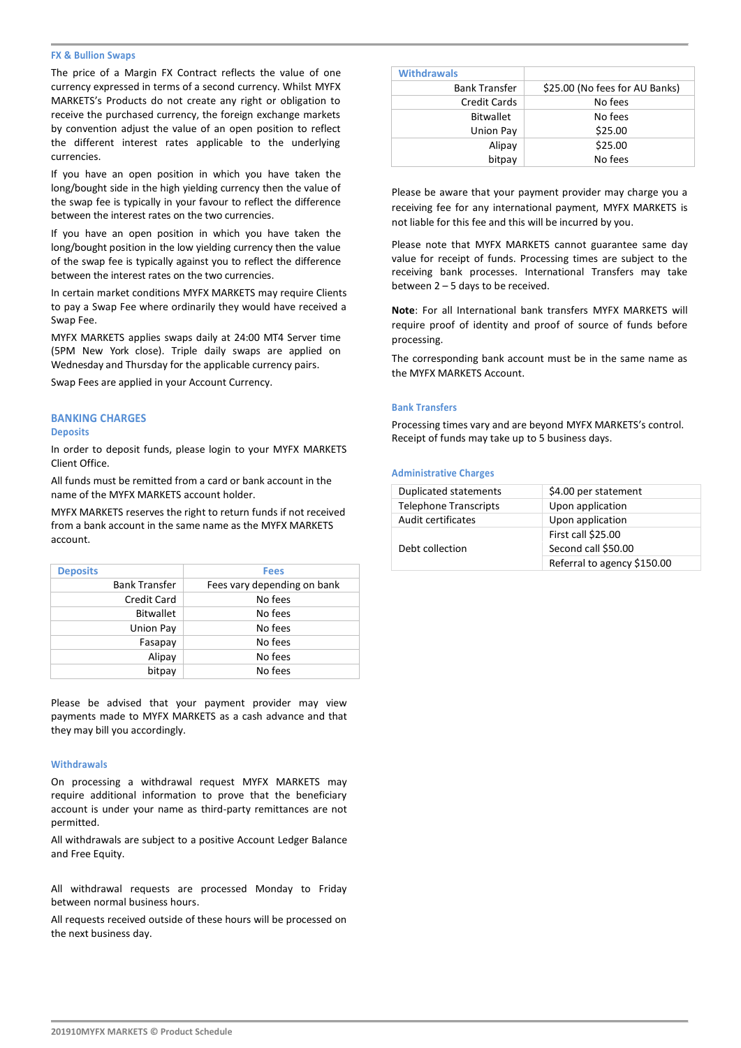### FX & Bullion Swaps

The price of a Margin FX Contract reflects the value of one currency expressed in terms of a second currency. Whilst MYFX MARKETS's Products do not create any right or obligation to receive the purchased currency, the foreign exchange markets by convention adjust the value of an open position to reflect the different interest rates applicable to the underlying currencies.

If you have an open position in which you have taken the long/bought side in the high yielding currency then the value of the swap fee is typically in your favour to reflect the difference between the interest rates on the two currencies.

If you have an open position in which you have taken the long/bought position in the low yielding currency then the value of the swap fee is typically against you to reflect the difference between the interest rates on the two currencies.

In certain market conditions MYFX MARKETS may require Clients to pay a Swap Fee where ordinarily they would have received a Swap Fee.

MYFX MARKETS applies swaps daily at 24:00 MT4 Server time (5PM New York close). Triple daily swaps are applied on Wednesday and Thursday for the applicable currency pairs.

Swap Fees are applied in your Account Currency.

## BANKING CHARGES

### Deposits

In order to deposit funds, please login to your MYFX MARKETS Client Office.

All funds must be remitted from a card or bank account in the name of the MYFX MARKETS account holder.

MYFX MARKETS reserves the right to return funds if not received from a bank account in the same name as the MYFX MARKETS account.

| Deposits | Fees |
|---|---|
| Bank Transfer | Fees vary depending on bank |
| Credit Card | No fees |
| Bitwallet | No fees |
| Union Pay | No fees |
| Fasapay | No fees |
| Alipay | No fees |
| bitpay | No fees |

Please be advised that your payment provider may view payments made to MYFX MARKETS as a cash advance and that they may bill you accordingly.

### Withdrawals

On processing a withdrawal request MYFX MARKETS may require additional information to prove that the beneficiary account is under your name as third-party remittances are not permitted.

All withdrawals are subject to a positive Account Ledger Balance and Free Equity.

All withdrawal requests are processed Monday to Friday between normal business hours.

All requests received outside of these hours will be processed on the next business day.

| Withdrawals | |
|---|---|
| Bank Transfer | $25.00 (No fees for AU Banks) |
| Credit Cards | No fees |
| Bitwallet | No fees |
| Union Pay | $25.00 |
| Alipay | $25.00 |
| bitpay | No fees |

Please be aware that your payment provider may charge you a receiving fee for any international payment, MYFX MARKETS is not liable for this fee and this will be incurred by you.

Please note that MYFX MARKETS cannot guarantee same day value for receipt of funds. Processing times are subject to the receiving bank processes. International Transfers may take between 2 – 5 days to be received.

**Note**: For all International bank transfers MYFX MARKETS will require proof of identity and proof of source of funds before processing.

The corresponding bank account must be in the same name as the MYFX MARKETS Account.

### Bank Transfers

Processing times vary and are beyond MYFX MARKETS's control. Receipt of funds may take up to 5 business days.

### Administrative Charges

| | |
|---|---|
| Duplicated statements | $4.00 per statement |
| Telephone Transcripts | Upon application |
| Audit certificates | Upon application |
| Debt collection | First call $25.00 |
| | Second call $50.00 |
| | Referral to agency $150.00 |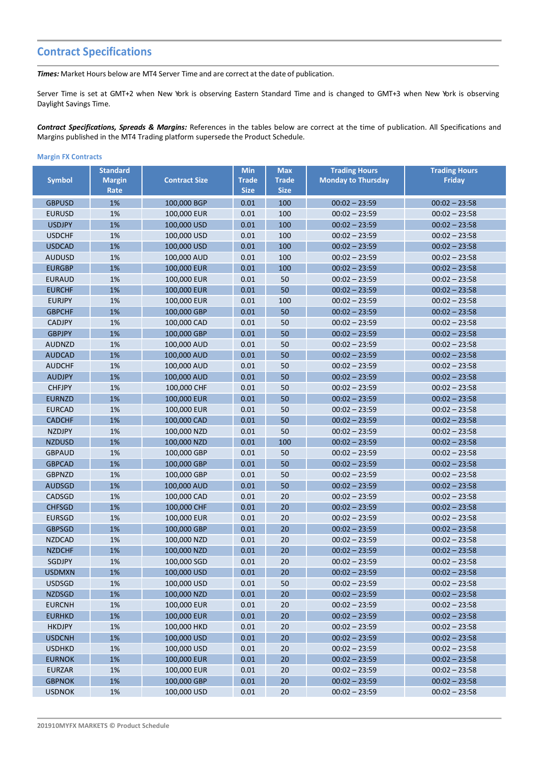## Contract Specifications

***Times:*** Market Hours below are MT4 Server Time and are correct at the date of publication.

Server Time is set at GMT+2 when New York is observing Eastern Standard Time and is changed to GMT+3 when New York is observing Daylight Savings Time.

***Contract Specifications, Spreads & Margins:*** References in the tables below are correct at the time of publication. All Specifications and Margins published in the MT4 Trading platform supersede the Product Schedule.

### Margin FX Contracts

| Symbol | Standard Margin Rate | Contract Size | Min Trade Size | Max Trade Size | Trading Hours Monday to Thursday | Trading Hours Friday |
|---|---|---|---|---|---|---|
| GBPUSD | 1% | 100,000 BGP | 0.01 | 100 | 00:02 – 23:59 | 00:02 – 23:58 |
| EURUSD | 1% | 100,000 EUR | 0.01 | 100 | 00:02 – 23:59 | 00:02 – 23:58 |
| USDJPY | 1% | 100,000 USD | 0.01 | 100 | 00:02 – 23:59 | 00:02 – 23:58 |
| USDCHF | 1% | 100,000 USD | 0.01 | 100 | 00:02 – 23:59 | 00:02 – 23:58 |
| USDCAD | 1% | 100,000 USD | 0.01 | 100 | 00:02 – 23:59 | 00:02 – 23:58 |
| AUDUSD | 1% | 100,000 AUD | 0.01 | 100 | 00:02 – 23:59 | 00:02 – 23:58 |
| EURGBP | 1% | 100,000 EUR | 0.01 | 100 | 00:02 – 23:59 | 00:02 – 23:58 |
| EURAUD | 1% | 100,000 EUR | 0.01 | 50 | 00:02 – 23:59 | 00:02 – 23:58 |
| EURCHF | 1% | 100,000 EUR | 0.01 | 50 | 00:02 – 23:59 | 00:02 – 23:58 |
| EURJPY | 1% | 100,000 EUR | 0.01 | 100 | 00:02 – 23:59 | 00:02 – 23:58 |
| GBPCHF | 1% | 100,000 GBP | 0.01 | 50 | 00:02 – 23:59 | 00:02 – 23:58 |
| CADJPY | 1% | 100,000 CAD | 0.01 | 50 | 00:02 – 23:59 | 00:02 – 23:58 |
| GBPJPY | 1% | 100,000 GBP | 0.01 | 50 | 00:02 – 23:59 | 00:02 – 23:58 |
| AUDNZD | 1% | 100,000 AUD | 0.01 | 50 | 00:02 – 23:59 | 00:02 – 23:58 |
| AUDCAD | 1% | 100,000 AUD | 0.01 | 50 | 00:02 – 23:59 | 00:02 – 23:58 |
| AUDCHF | 1% | 100,000 AUD | 0.01 | 50 | 00:02 – 23:59 | 00:02 – 23:58 |
| AUDJPY | 1% | 100,000 AUD | 0.01 | 50 | 00:02 – 23:59 | 00:02 – 23:58 |
| CHFJPY | 1% | 100,000 CHF | 0.01 | 50 | 00:02 – 23:59 | 00:02 – 23:58 |
| EURNZD | 1% | 100,000 EUR | 0.01 | 50 | 00:02 – 23:59 | 00:02 – 23:58 |
| EURCAD | 1% | 100,000 EUR | 0.01 | 50 | 00:02 – 23:59 | 00:02 – 23:58 |
| CADCHF | 1% | 100,000 CAD | 0.01 | 50 | 00:02 – 23:59 | 00:02 – 23:58 |
| NZDJPY | 1% | 100,000 NZD | 0.01 | 50 | 00:02 – 23:59 | 00:02 – 23:58 |
| NZDUSD | 1% | 100,000 NZD | 0.01 | 100 | 00:02 – 23:59 | 00:02 – 23:58 |
| GBPAUD | 1% | 100,000 GBP | 0.01 | 50 | 00:02 – 23:59 | 00:02 – 23:58 |
| GBPCAD | 1% | 100,000 GBP | 0.01 | 50 | 00:02 – 23:59 | 00:02 – 23:58 |
| GBPNZD | 1% | 100,000 GBP | 0.01 | 50 | 00:02 – 23:59 | 00:02 – 23:58 |
| AUDSGD | 1% | 100,000 AUD | 0.01 | 50 | 00:02 – 23:59 | 00:02 – 23:58 |
| CADSGD | 1% | 100,000 CAD | 0.01 | 20 | 00:02 – 23:59 | 00:02 – 23:58 |
| CHFSGD | 1% | 100,000 CHF | 0.01 | 20 | 00:02 – 23:59 | 00:02 – 23:58 |
| EURSGD | 1% | 100,000 EUR | 0.01 | 20 | 00:02 – 23:59 | 00:02 – 23:58 |
| GBPSGD | 1% | 100,000 GBP | 0.01 | 20 | 00:02 – 23:59 | 00:02 – 23:58 |
| NZDCAD | 1% | 100,000 NZD | 0.01 | 20 | 00:02 – 23:59 | 00:02 – 23:58 |
| NZDCHF | 1% | 100,000 NZD | 0.01 | 20 | 00:02 – 23:59 | 00:02 – 23:58 |
| SGDJPY | 1% | 100,000 SGD | 0.01 | 20 | 00:02 – 23:59 | 00:02 – 23:58 |
| USDMXN | 1% | 100,000 USD | 0.01 | 20 | 00:02 – 23:59 | 00:02 – 23:58 |
| USDSGD | 1% | 100,000 USD | 0.01 | 50 | 00:02 – 23:59 | 00:02 – 23:58 |
| NZDSGD | 1% | 100,000 NZD | 0.01 | 20 | 00:02 – 23:59 | 00:02 – 23:58 |
| EURCNH | 1% | 100,000 EUR | 0.01 | 20 | 00:02 – 23:59 | 00:02 – 23:58 |
| EURHKD | 1% | 100,000 EUR | 0.01 | 20 | 00:02 – 23:59 | 00:02 – 23:58 |
| HKDJPY | 1% | 100,000 HKD | 0.01 | 20 | 00:02 – 23:59 | 00:02 – 23:58 |
| USDCNH | 1% | 100,000 USD | 0.01 | 20 | 00:02 – 23:59 | 00:02 – 23:58 |
| USDHKD | 1% | 100,000 USD | 0.01 | 20 | 00:02 – 23:59 | 00:02 – 23:58 |
| EURNOK | 1% | 100,000 EUR | 0.01 | 20 | 00:02 – 23:59 | 00:02 – 23:58 |
| EURZAR | 1% | 100,000 EUR | 0.01 | 20 | 00:02 – 23:59 | 00:02 – 23:58 |
| GBPNOK | 1% | 100,000 GBP | 0.01 | 20 | 00:02 – 23:59 | 00:02 – 23:58 |
| USDNOK | 1% | 100,000 USD | 0.01 | 20 | 00:02 – 23:59 | 00:02 – 23:58 |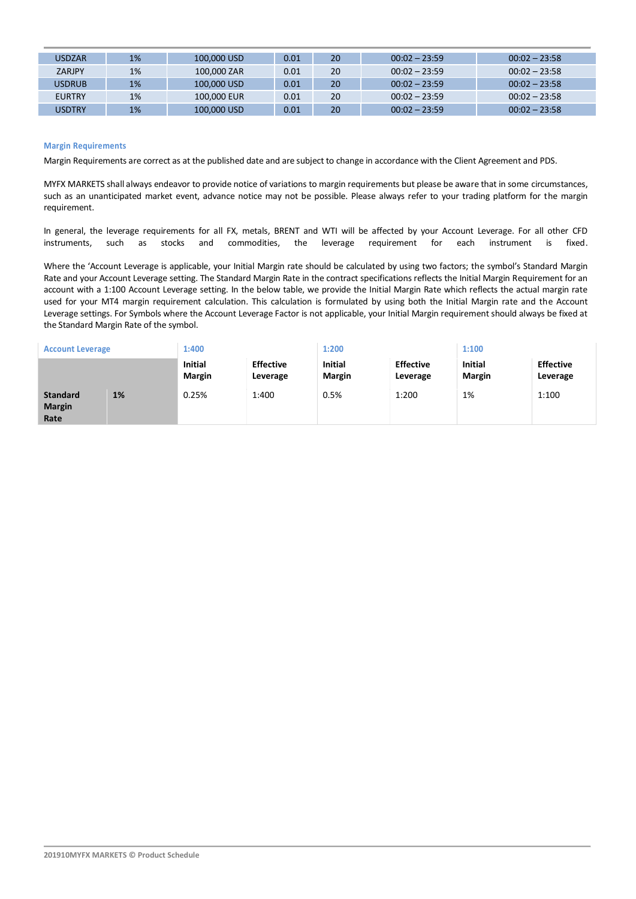| USDZAR | 1% | 100,000 USD | 0.01 | 20 | 00:02 – 23:59 | 00:02 – 23:58 |
|---|---|---|---|---|---|---|
| ZARJPY | 1% | 100,000 ZAR | 0.01 | 20 | 00:02 – 23:59 | 00:02 – 23:58 |
| USDRUB | 1% | 100,000 USD | 0.01 | 20 | 00:02 – 23:59 | 00:02 – 23:58 |
| EURTRY | 1% | 100,000 EUR | 0.01 | 20 | 00:02 – 23:59 | 00:02 – 23:58 |
| USDTRY | 1% | 100,000 USD | 0.01 | 20 | 00:02 – 23:59 | 00:02 – 23:58 |

## Margin Requirements

Margin Requirements are correct as at the published date and are subject to change in accordance with the Client Agreement and PDS.

MYFX MARKETS shall always endeavor to provide notice of variations to margin requirements but please be aware that in some circumstances, such as an unanticipated market event, advance notice may not be possible. Please always refer to your trading platform for the margin requirement.

In general, the leverage requirements for all FX, metals, BRENT and WTI will be affected by your Account Leverage. For all other CFD instruments, such as stocks and commodities, the leverage requirement for each instrument is fixed.

Where the 'Account Leverage is applicable, your Initial Margin rate should be calculated by using two factors; the symbol's Standard Margin Rate and your Account Leverage setting. The Standard Margin Rate in the contract specifications reflects the Initial Margin Requirement for an account with a 1:100 Account Leverage setting. In the below table, we provide the Initial Margin Rate which reflects the actual margin rate used for your MT4 margin requirement calculation. This calculation is formulated by using both the Initial Margin rate and the Account Leverage settings. For Symbols where the Account Leverage Factor is not applicable, your Initial Margin requirement should always be fixed at the Standard Margin Rate of the symbol.

| Account Leverage | | 1:400 | | 1:200 | | 1:100 | |
|---|---|---|---|---|---|---|---|
| | | **Initial Margin** | **Effective Leverage** | **Initial Margin** | **Effective Leverage** | **Initial Margin** | **Effective Leverage** |
| **Standard Margin Rate** | **1%** | 0.25% | 1:400 | 0.5% | 1:200 | 1% | 1:100 |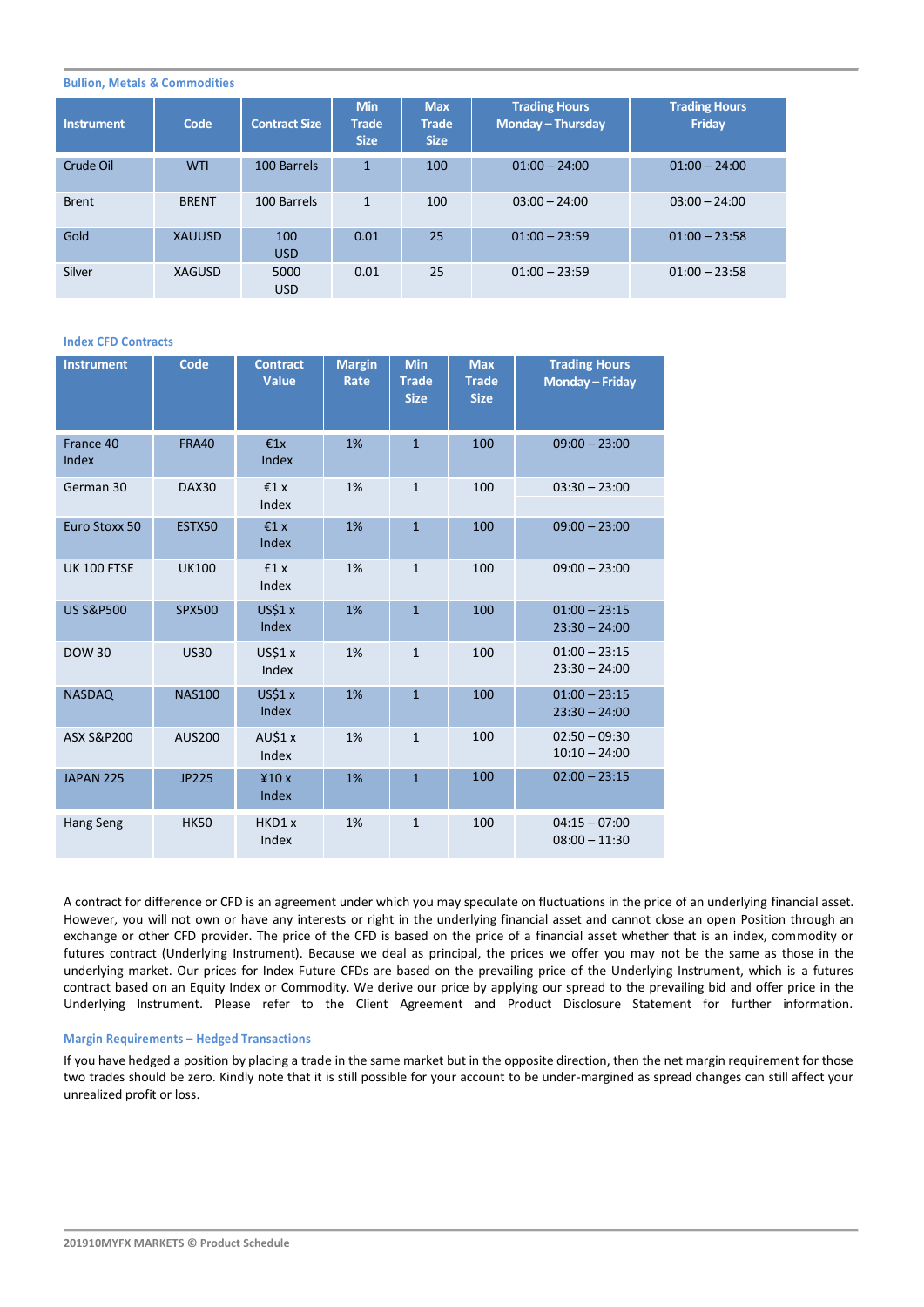### Bullion, Metals & Commodities

| Instrument | Code | Contract Size | Min Trade Size | Max Trade Size | Trading Hours Monday – Thursday | Trading Hours Friday |
|---|---|---|---|---|---|---|
| Crude Oil | WTI | 100 Barrels | 1 | 100 | 01:00 – 24:00 | 01:00 – 24:00 |
| Brent | BRENT | 100 Barrels | 1 | 100 | 03:00 – 24:00 | 03:00 – 24:00 |
| Gold | XAUUSD | 100 USD | 0.01 | 25 | 01:00 – 23:59 | 01:00 – 23:58 |
| Silver | XAGUSD | 5000 USD | 0.01 | 25 | 01:00 – 23:59 | 01:00 – 23:58 |

### Index CFD Contracts

| Instrument | Code | Contract Value | Margin Rate | Min Trade Size | Max Trade Size | Trading Hours Monday – Friday |
|---|---|---|---|---|---|---|
| France 40 Index | FRA40 | €1x Index | 1% | 1 | 100 | 09:00 – 23:00 |
| German 30 | DAX30 | €1 x Index | 1% | 1 | 100 | 03:30 – 23:00 |
| Euro Stoxx 50 | ESTX50 | €1 x Index | 1% | 1 | 100 | 09:00 – 23:00 |
| UK 100 FTSE | UK100 | £1 x Index | 1% | 1 | 100 | 09:00 – 23:00 |
| US S&P500 | SPX500 | US$1 x Index | 1% | 1 | 100 | 01:00 – 23:15<br>23:30 – 24:00 |
| DOW 30 | US30 | US$1 x Index | 1% | 1 | 100 | 01:00 – 23:15<br>23:30 – 24:00 |
| NASDAQ | NAS100 | US$1 x Index | 1% | 1 | 100 | 01:00 – 23:15<br>23:30 – 24:00 |
| ASX S&P200 | AUS200 | AU$1 x Index | 1% | 1 | 100 | 02:50 – 09:30<br>10:10 – 24:00 |
| JAPAN 225 | JP225 | ¥10 x Index | 1% | 1 | 100 | 02:00 – 23:15 |
| Hang Seng | HK50 | HKD1 x Index | 1% | 1 | 100 | 04:15 – 07:00<br>08:00 – 11:30 |

A contract for difference or CFD is an agreement under which you may speculate on fluctuations in the price of an underlying financial asset. However, you will not own or have any interests or right in the underlying financial asset and cannot close an open Position through an exchange or other CFD provider. The price of the CFD is based on the price of a financial asset whether that is an index, commodity or futures contract (Underlying Instrument). Because we deal as principal, the prices we offer you may not be the same as those in the underlying market. Our prices for Index Future CFDs are based on the prevailing price of the Underlying Instrument, which is a futures contract based on an Equity Index or Commodity. We derive our price by applying our spread to the prevailing bid and offer price in the Underlying Instrument. Please refer to the Client Agreement and Product Disclosure Statement for further information.

### Margin Requirements – Hedged Transactions

If you have hedged a position by placing a trade in the same market but in the opposite direction, then the net margin requirement for those two trades should be zero. Kindly note that it is still possible for your account to be under-margined as spread changes can still affect your unrealized profit or loss.